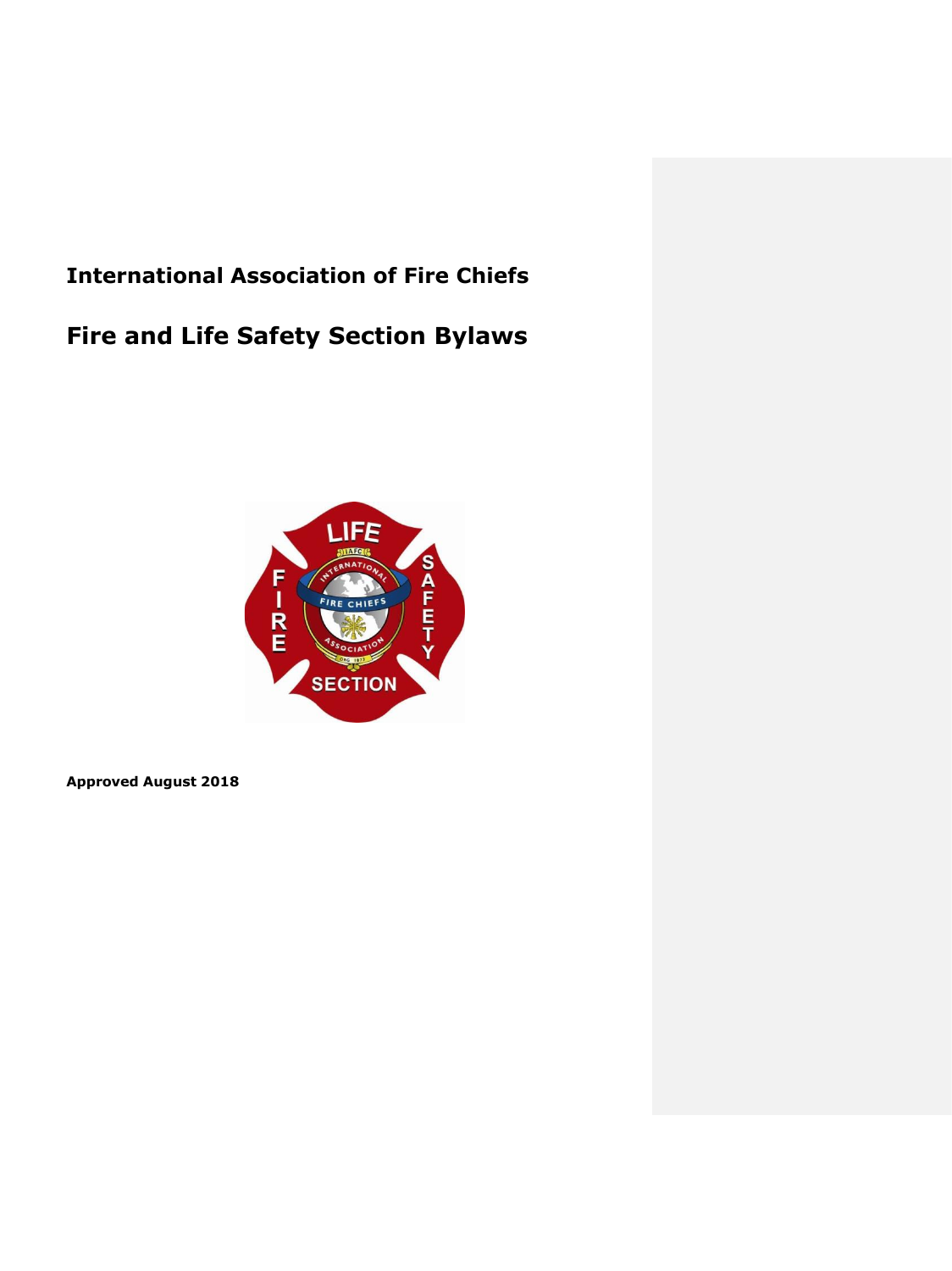# International Association of Fire Chiefs

# Fire and Life Safety Section Bylaws

**Approved August 2018**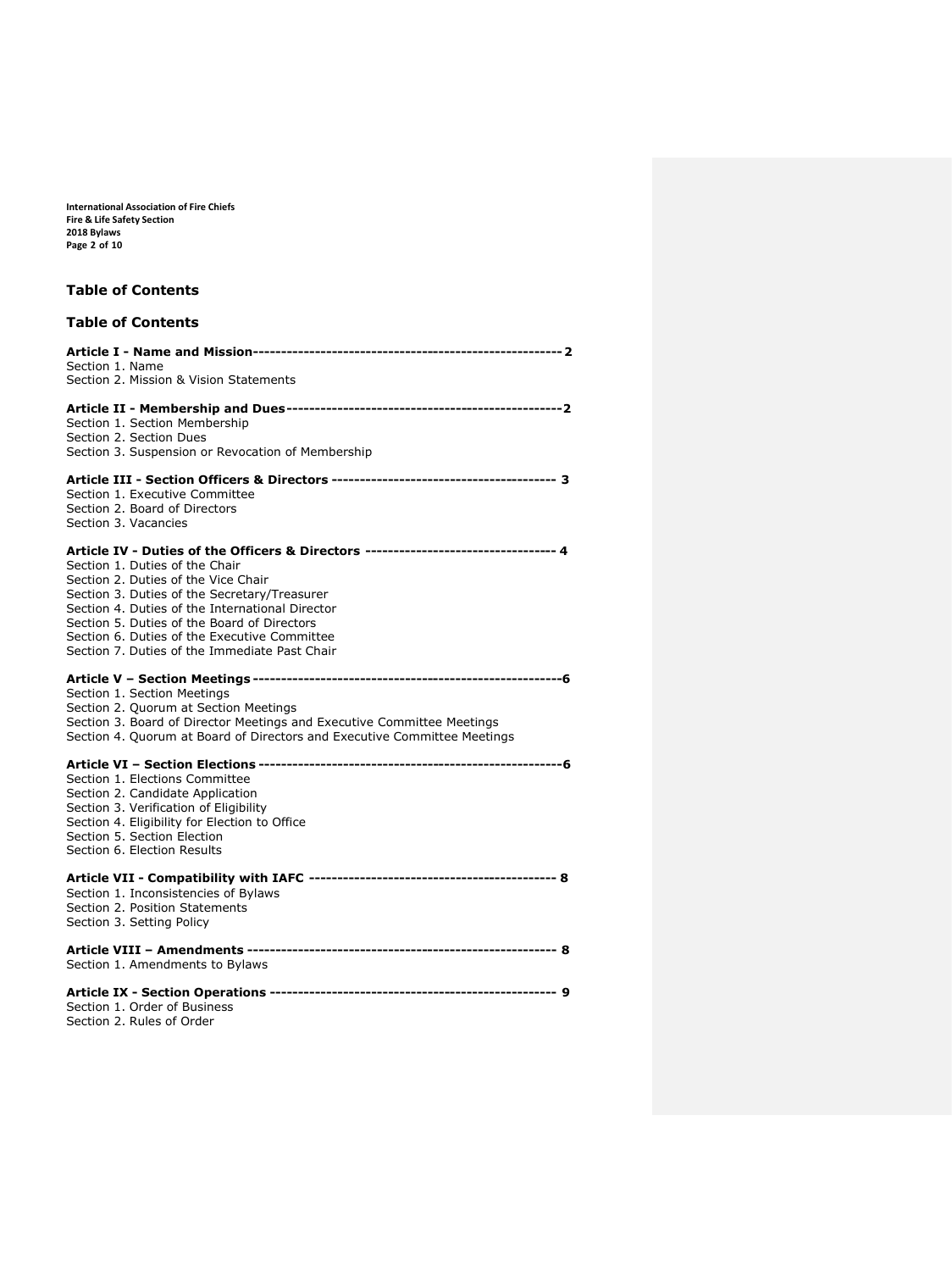## Table of Contents

## Table of Contents

**Article I - Name and Mission------------------------------------------------------- 2**
Section 1. Name
Section 2. Mission & Vision Statements

**Article II - Membership and Dues-------------------------------------------------2**
Section 1. Section Membership
Section 2. Section Dues
Section 3. Suspension or Revocation of Membership

**Article III - Section Officers & Directors ---------------------------------------- 3**
Section 1. Executive Committee
Section 2. Board of Directors
Section 3. Vacancies

**Article IV - Duties of the Officers & Directors ---------------------------------- 4**
Section 1. Duties of the Chair
Section 2. Duties of the Vice Chair
Section 3. Duties of the Secretary/Treasurer
Section 4. Duties of the International Director
Section 5. Duties of the Board of Directors
Section 6. Duties of the Executive Committee
Section 7. Duties of the Immediate Past Chair

**Article V – Section Meetings-------------------------------------------------------6**
Section 1. Section Meetings
Section 2. Quorum at Section Meetings
Section 3. Board of Director Meetings and Executive Committee Meetings
Section 4. Quorum at Board of Directors and Executive Committee Meetings

**Article VI – Section Elections------------------------------------------------------6**
Section 1. Elections Committee
Section 2. Candidate Application
Section 3. Verification of Eligibility
Section 4. Eligibility for Election to Office
Section 5. Section Election
Section 6. Election Results

**Article VII - Compatibility with IAFC -------------------------------------------- 8**
Section 1. Inconsistencies of Bylaws
Section 2. Position Statements
Section 3. Setting Policy

**Article VIII – Amendments ------------------------------------------------------ 8**
Section 1. Amendments to Bylaws

**Article IX - Section Operations --------------------------------------------------- 9**
Section 1. Order of Business
Section 2. Rules of Order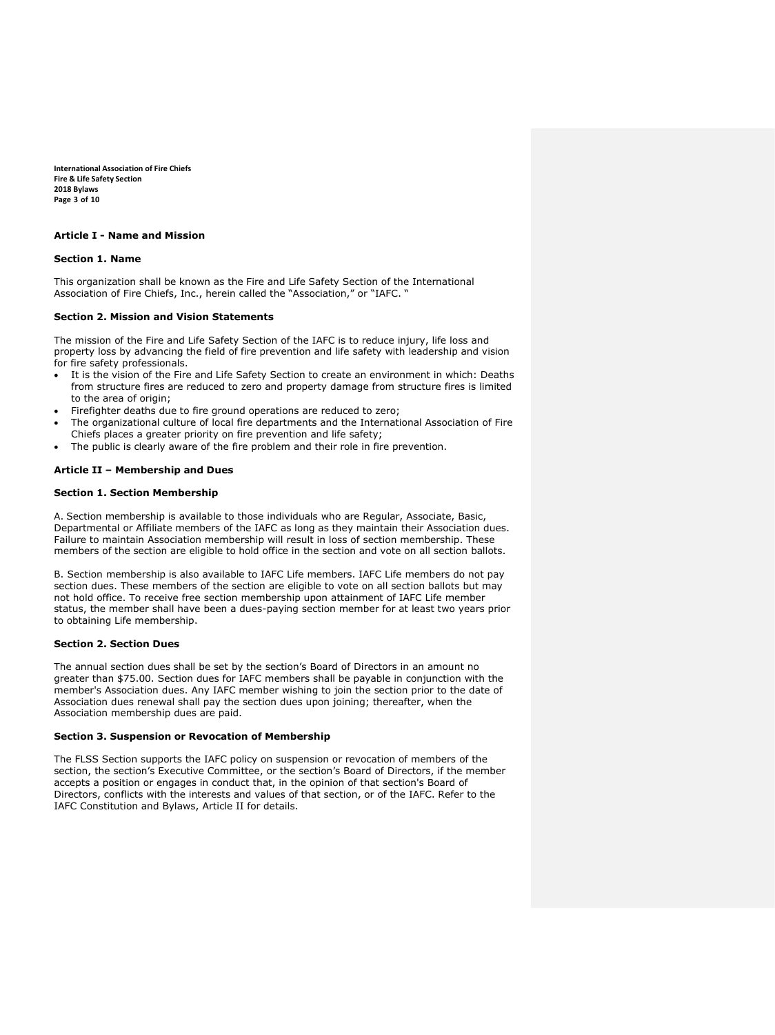## Article I - Name and Mission

### Section 1. Name

This organization shall be known as the Fire and Life Safety Section of the International Association of Fire Chiefs, Inc., herein called the "Association," or "IAFC. "

### Section 2. Mission and Vision Statements

The mission of the Fire and Life Safety Section of the IAFC is to reduce injury, life loss and property loss by advancing the field of fire prevention and life safety with leadership and vision for fire safety professionals.

- It is the vision of the Fire and Life Safety Section to create an environment in which: Deaths from structure fires are reduced to zero and property damage from structure fires is limited to the area of origin;
- Firefighter deaths due to fire ground operations are reduced to zero;
- The organizational culture of local fire departments and the International Association of Fire Chiefs places a greater priority on fire prevention and life safety;
- The public is clearly aware of the fire problem and their role in fire prevention.

## Article II – Membership and Dues

### Section 1. Section Membership

A. Section membership is available to those individuals who are Regular, Associate, Basic, Departmental or Affiliate members of the IAFC as long as they maintain their Association dues. Failure to maintain Association membership will result in loss of section membership. These members of the section are eligible to hold office in the section and vote on all section ballots.

B. Section membership is also available to IAFC Life members. IAFC Life members do not pay section dues. These members of the section are eligible to vote on all section ballots but may not hold office. To receive free section membership upon attainment of IAFC Life member status, the member shall have been a dues-paying section member for at least two years prior to obtaining Life membership.

### Section 2. Section Dues

The annual section dues shall be set by the section's Board of Directors in an amount no greater than $75.00. Section dues for IAFC members shall be payable in conjunction with the member's Association dues. Any IAFC member wishing to join the section prior to the date of Association dues renewal shall pay the section dues upon joining; thereafter, when the Association membership dues are paid.

### Section 3. Suspension or Revocation of Membership

The FLSS Section supports the IAFC policy on suspension or revocation of members of the section, the section's Executive Committee, or the section's Board of Directors, if the member accepts a position or engages in conduct that, in the opinion of that section's Board of Directors, conflicts with the interests and values of that section, or of the IAFC. Refer to the IAFC Constitution and Bylaws, Article II for details.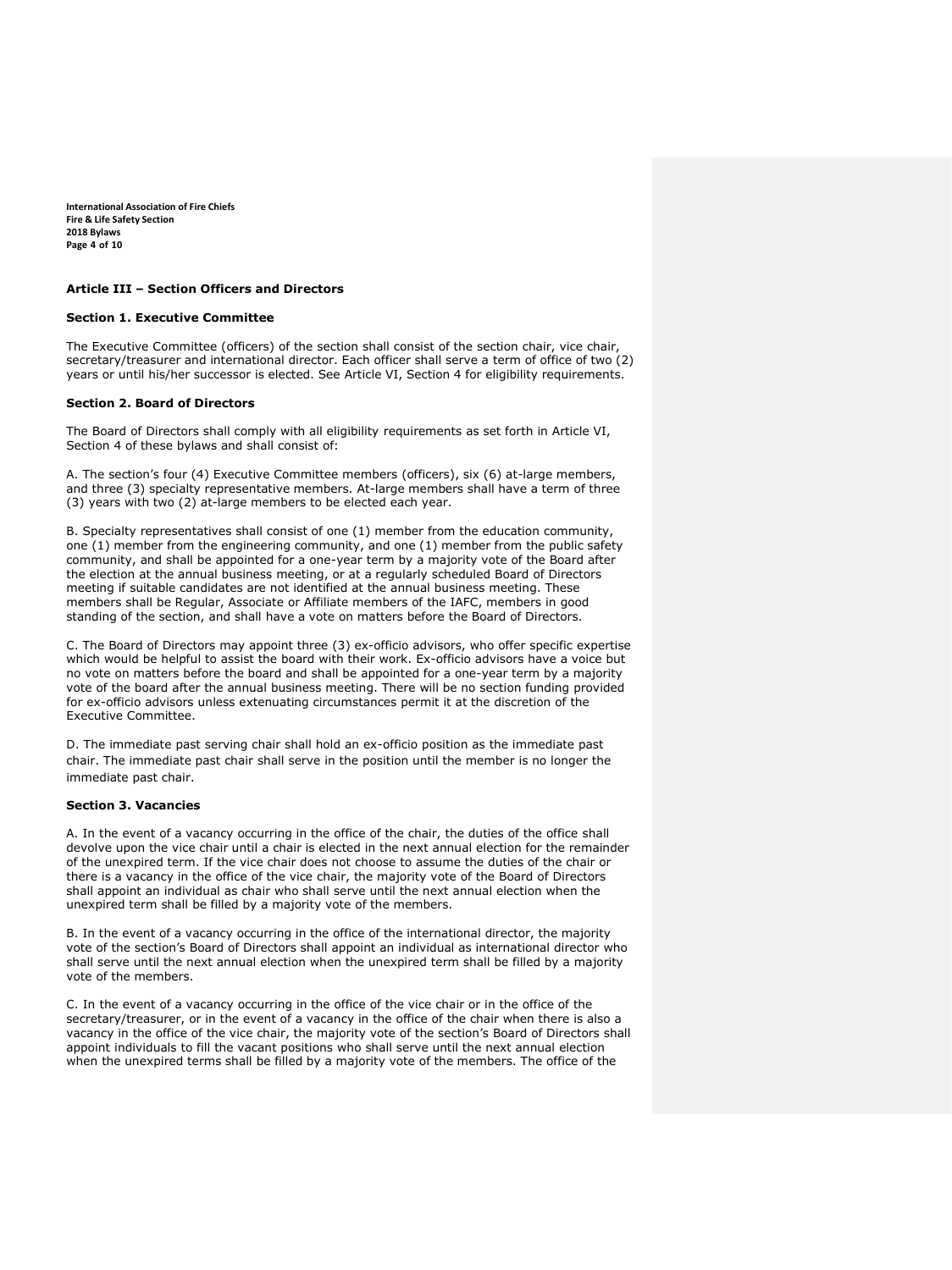## Article III – Section Officers and Directors

### Section 1. Executive Committee

The Executive Committee (officers) of the section shall consist of the section chair, vice chair, secretary/treasurer and international director. Each officer shall serve a term of office of two (2) years or until his/her successor is elected. See Article VI, Section 4 for eligibility requirements.

### Section 2. Board of Directors

The Board of Directors shall comply with all eligibility requirements as set forth in Article VI, Section 4 of these bylaws and shall consist of:

A. The section's four (4) Executive Committee members (officers), six (6) at-large members, and three (3) specialty representative members. At-large members shall have a term of three (3) years with two (2) at-large members to be elected each year.

B. Specialty representatives shall consist of one (1) member from the education community, one (1) member from the engineering community, and one (1) member from the public safety community, and shall be appointed for a one-year term by a majority vote of the Board after the election at the annual business meeting, or at a regularly scheduled Board of Directors meeting if suitable candidates are not identified at the annual business meeting. These members shall be Regular, Associate or Affiliate members of the IAFC, members in good standing of the section, and shall have a vote on matters before the Board of Directors.

C. The Board of Directors may appoint three (3) ex-officio advisors, who offer specific expertise which would be helpful to assist the board with their work. Ex-officio advisors have a voice but no vote on matters before the board and shall be appointed for a one-year term by a majority vote of the board after the annual business meeting. There will be no section funding provided for ex-officio advisors unless extenuating circumstances permit it at the discretion of the Executive Committee.

D. The immediate past serving chair shall hold an ex-officio position as the immediate past chair. The immediate past chair shall serve in the position until the member is no longer the immediate past chair.

### Section 3. Vacancies

A. In the event of a vacancy occurring in the office of the chair, the duties of the office shall devolve upon the vice chair until a chair is elected in the next annual election for the remainder of the unexpired term. If the vice chair does not choose to assume the duties of the chair or there is a vacancy in the office of the vice chair, the majority vote of the Board of Directors shall appoint an individual as chair who shall serve until the next annual election when the unexpired term shall be filled by a majority vote of the members.

B. In the event of a vacancy occurring in the office of the international director, the majority vote of the section's Board of Directors shall appoint an individual as international director who shall serve until the next annual election when the unexpired term shall be filled by a majority vote of the members.

C. In the event of a vacancy occurring in the office of the vice chair or in the office of the secretary/treasurer, or in the event of a vacancy in the office of the chair when there is also a vacancy in the office of the vice chair, the majority vote of the section's Board of Directors shall appoint individuals to fill the vacant positions who shall serve until the next annual election when the unexpired terms shall be filled by a majority vote of the members. The office of the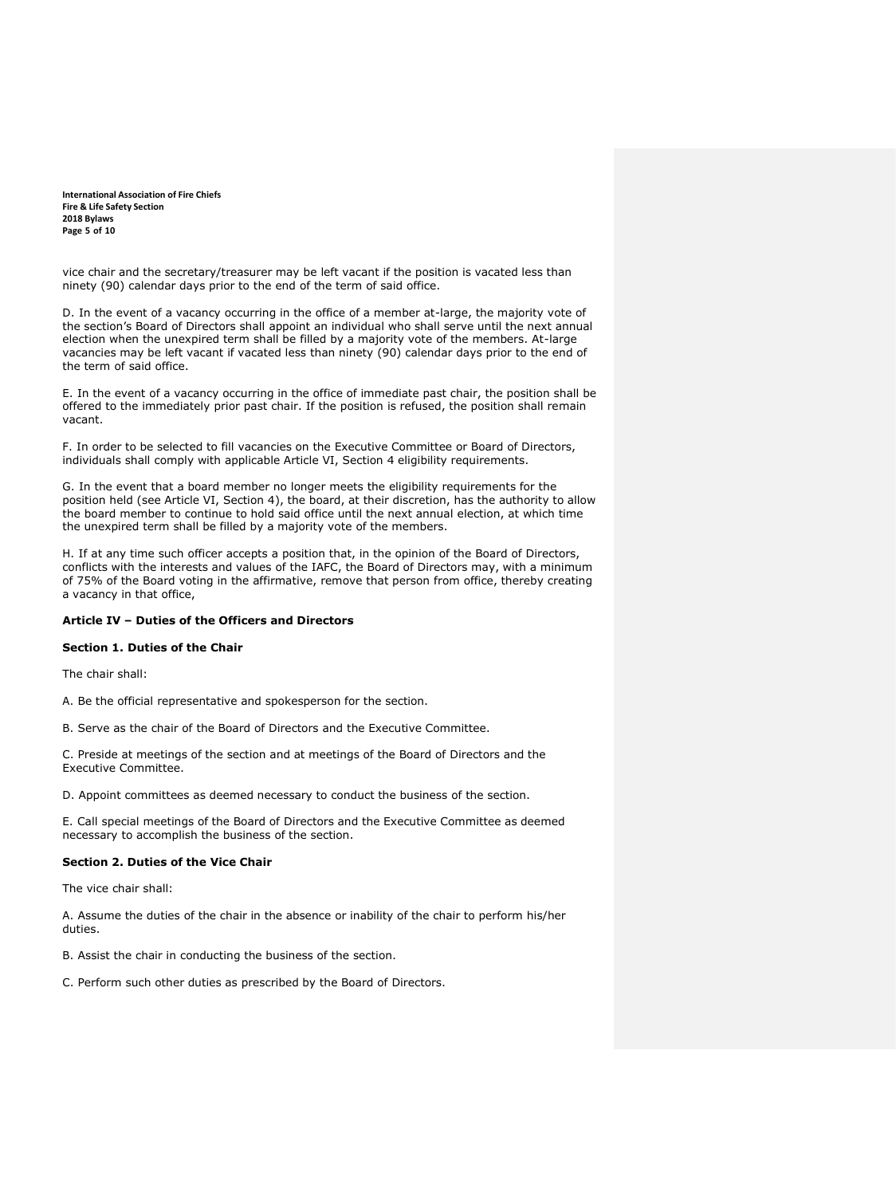vice chair and the secretary/treasurer may be left vacant if the position is vacated less than ninety (90) calendar days prior to the end of the term of said office.

D. In the event of a vacancy occurring in the office of a member at-large, the majority vote of the section's Board of Directors shall appoint an individual who shall serve until the next annual election when the unexpired term shall be filled by a majority vote of the members. At-large vacancies may be left vacant if vacated less than ninety (90) calendar days prior to the end of the term of said office.

E. In the event of a vacancy occurring in the office of immediate past chair, the position shall be offered to the immediately prior past chair. If the position is refused, the position shall remain vacant.

F. In order to be selected to fill vacancies on the Executive Committee or Board of Directors, individuals shall comply with applicable Article VI, Section 4 eligibility requirements.

G. In the event that a board member no longer meets the eligibility requirements for the position held (see Article VI, Section 4), the board, at their discretion, has the authority to allow the board member to continue to hold said office until the next annual election, at which time the unexpired term shall be filled by a majority vote of the members.

H. If at any time such officer accepts a position that, in the opinion of the Board of Directors, conflicts with the interests and values of the IAFC, the Board of Directors may, with a minimum of 75% of the Board voting in the affirmative, remove that person from office, thereby creating a vacancy in that office,

## Article IV – Duties of the Officers and Directors

### Section 1. Duties of the Chair

The chair shall:

A. Be the official representative and spokesperson for the section.

B. Serve as the chair of the Board of Directors and the Executive Committee.

C. Preside at meetings of the section and at meetings of the Board of Directors and the Executive Committee.

D. Appoint committees as deemed necessary to conduct the business of the section.

E. Call special meetings of the Board of Directors and the Executive Committee as deemed necessary to accomplish the business of the section.

### Section 2. Duties of the Vice Chair

The vice chair shall:

A. Assume the duties of the chair in the absence or inability of the chair to perform his/her duties.

B. Assist the chair in conducting the business of the section.

C. Perform such other duties as prescribed by the Board of Directors.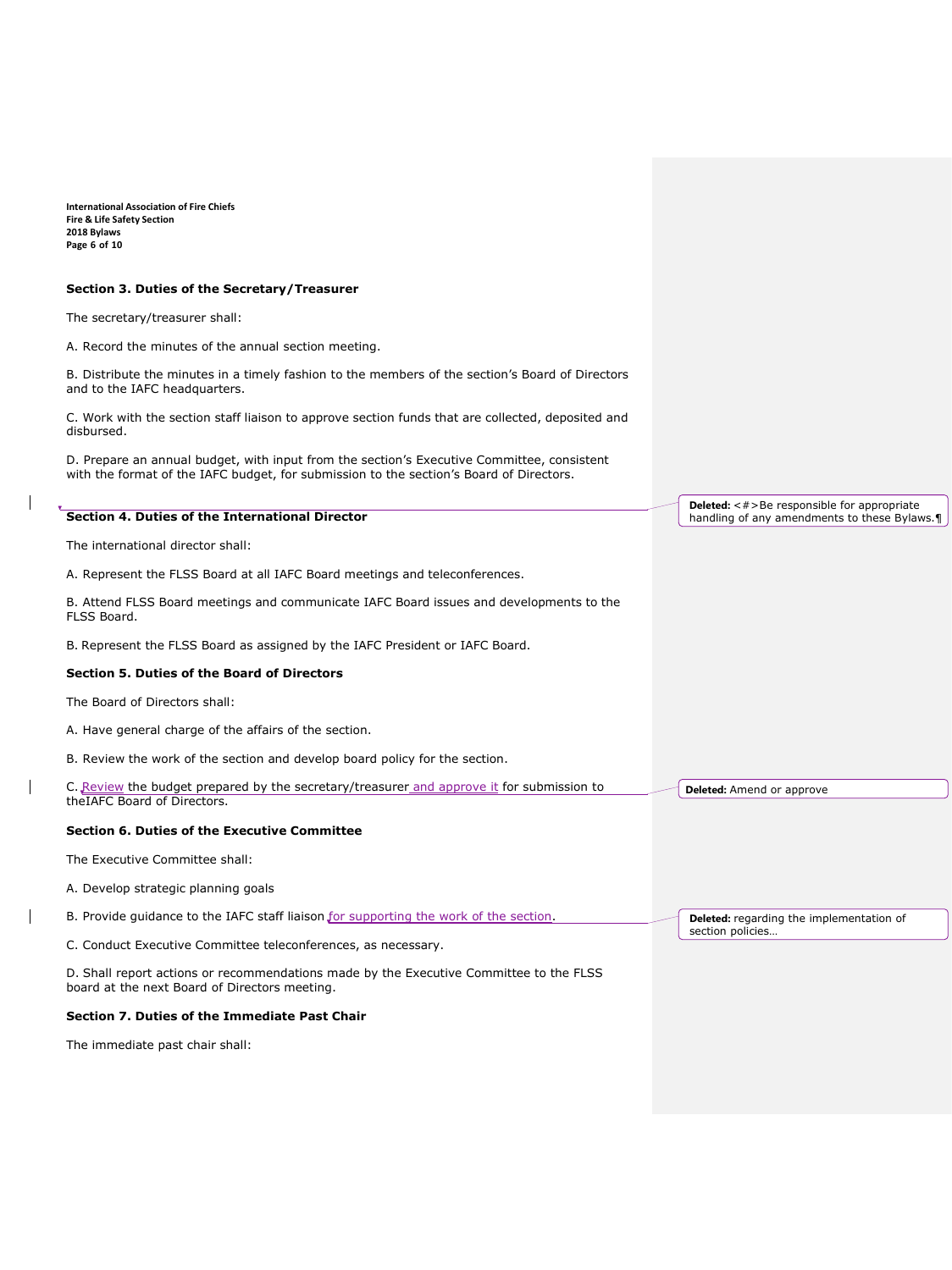**Section 3. Duties of the Secretary/Treasurer**

The secretary/treasurer shall:

A. Record the minutes of the annual section meeting.

B. Distribute the minutes in a timely fashion to the members of the section's Board of Directors and to the IAFC headquarters.

C. Work with the section staff liaison to approve section funds that are collected, deposited and disbursed.

D. Prepare an annual budget, with input from the section's Executive Committee, consistent with the format of the IAFC budget, for submission to the section's Board of Directors.

**Deleted:** <#>Be responsible for appropriate handling of any amendments to these Bylaws.¶

**Section 4. Duties of the International Director**

The international director shall:

A. Represent the FLSS Board at all IAFC Board meetings and teleconferences.

B. Attend FLSS Board meetings and communicate IAFC Board issues and developments to the FLSS Board.

B. Represent the FLSS Board as assigned by the IAFC President or IAFC Board.

**Section 5. Duties of the Board of Directors**

The Board of Directors shall:

A. Have general charge of the affairs of the section.

B. Review the work of the section and develop board policy for the section.

C. Review the budget prepared by the secretary/treasurer and approve it for submission to theIAFC Board of Directors.

**Deleted:** Amend or approve

**Section 6. Duties of the Executive Committee**

The Executive Committee shall:

A. Develop strategic planning goals

B. Provide guidance to the IAFC staff liaison for supporting the work of the section.

**Deleted:** regarding the implementation of section policies…

C. Conduct Executive Committee teleconferences, as necessary.

D. Shall report actions or recommendations made by the Executive Committee to the FLSS board at the next Board of Directors meeting.

**Section 7. Duties of the Immediate Past Chair**

The immediate past chair shall: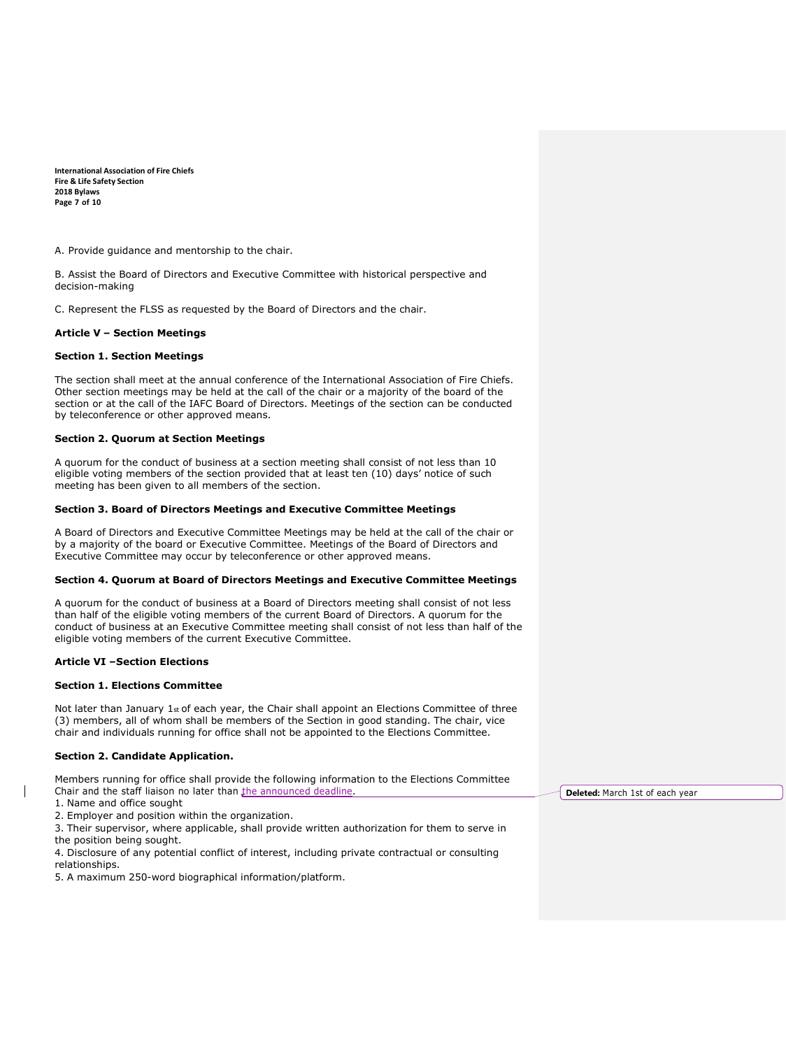A. Provide guidance and mentorship to the chair.

B. Assist the Board of Directors and Executive Committee with historical perspective and decision-making

C. Represent the FLSS as requested by the Board of Directors and the chair.

**Article V – Section Meetings**

**Section 1. Section Meetings**

The section shall meet at the annual conference of the International Association of Fire Chiefs. Other section meetings may be held at the call of the chair or a majority of the board of the section or at the call of the IAFC Board of Directors. Meetings of the section can be conducted by teleconference or other approved means.

**Section 2. Quorum at Section Meetings**

A quorum for the conduct of business at a section meeting shall consist of not less than 10 eligible voting members of the section provided that at least ten (10) days' notice of such meeting has been given to all members of the section.

**Section 3. Board of Directors Meetings and Executive Committee Meetings**

A Board of Directors and Executive Committee Meetings may be held at the call of the chair or by a majority of the board or Executive Committee. Meetings of the Board of Directors and Executive Committee may occur by teleconference or other approved means.

**Section 4. Quorum at Board of Directors Meetings and Executive Committee Meetings**

A quorum for the conduct of business at a Board of Directors meeting shall consist of not less than half of the eligible voting members of the current Board of Directors. A quorum for the conduct of business at an Executive Committee meeting shall consist of not less than half of the eligible voting members of the current Executive Committee.

**Article VI –Section Elections**

**Section 1. Elections Committee**

Not later than January 1st of each year, the Chair shall appoint an Elections Committee of three (3) members, all of whom shall be members of the Section in good standing. The chair, vice chair and individuals running for office shall not be appointed to the Elections Committee.

**Section 2. Candidate Application.**

Members running for office shall provide the following information to the Elections Committee Chair and the staff liaison no later than the announced deadline.

**Deleted:** March 1st of each year

1. Name and office sought
2. Employer and position within the organization.
3. Their supervisor, where applicable, shall provide written authorization for them to serve in the position being sought.
4. Disclosure of any potential conflict of interest, including private contractual or consulting relationships.
5. A maximum 250-word biographical information/platform.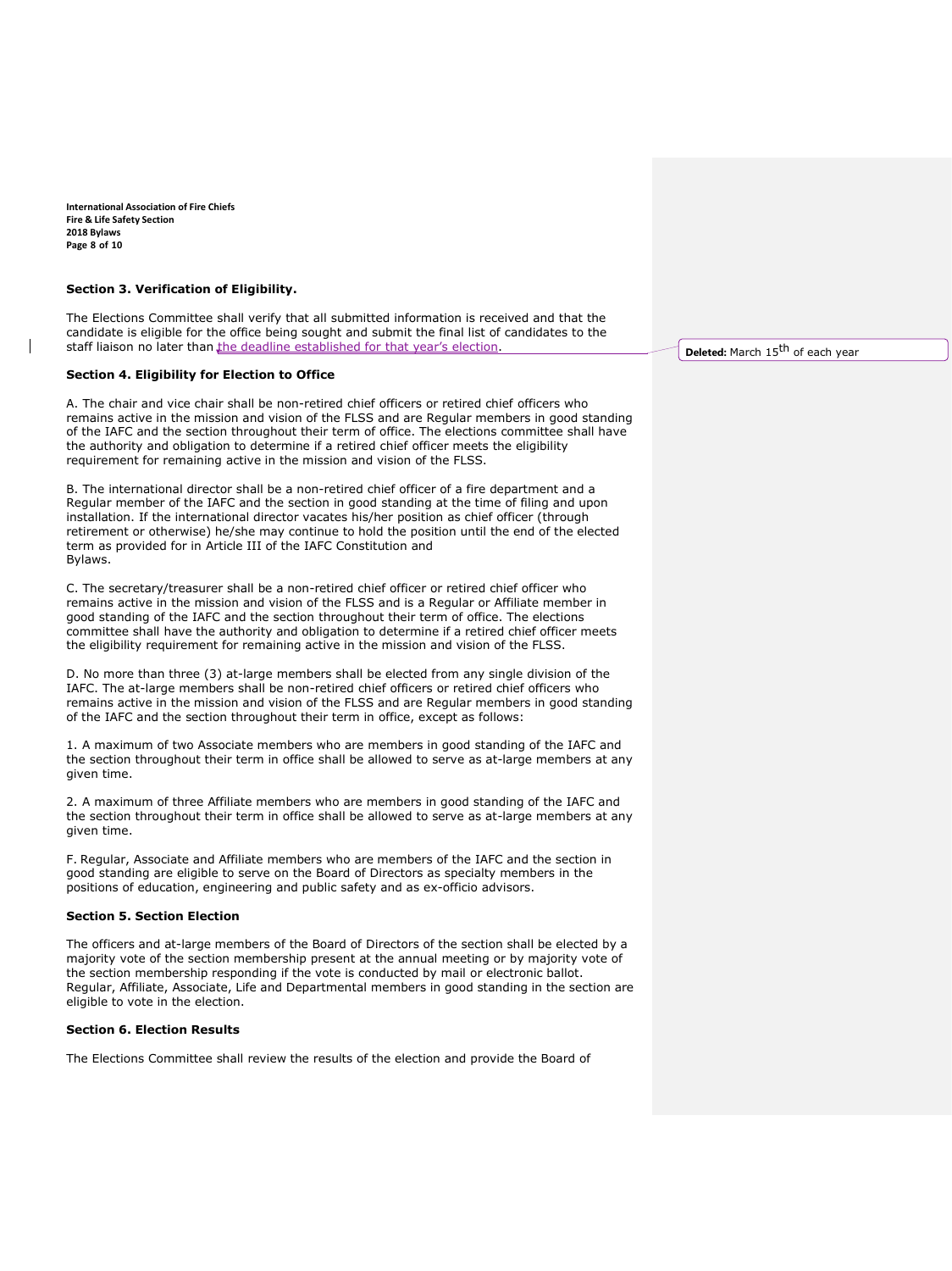## Section 3. Verification of Eligibility.

The Elections Committee shall verify that all submitted information is received and that the candidate is eligible for the office being sought and submit the final list of candidates to the staff liaison no later than the deadline established for that year's election.

Deleted: March 15th of each year

## Section 4. Eligibility for Election to Office

A. The chair and vice chair shall be non-retired chief officers or retired chief officers who remains active in the mission and vision of the FLSS and are Regular members in good standing of the IAFC and the section throughout their term of office. The elections committee shall have the authority and obligation to determine if a retired chief officer meets the eligibility requirement for remaining active in the mission and vision of the FLSS.

B. The international director shall be a non-retired chief officer of a fire department and a Regular member of the IAFC and the section in good standing at the time of filing and upon installation. If the international director vacates his/her position as chief officer (through retirement or otherwise) he/she may continue to hold the position until the end of the elected term as provided for in Article III of the IAFC Constitution and Bylaws.

C. The secretary/treasurer shall be a non-retired chief officer or retired chief officer who remains active in the mission and vision of the FLSS and is a Regular or Affiliate member in good standing of the IAFC and the section throughout their term of office. The elections committee shall have the authority and obligation to determine if a retired chief officer meets the eligibility requirement for remaining active in the mission and vision of the FLSS.

D. No more than three (3) at-large members shall be elected from any single division of the IAFC. The at-large members shall be non-retired chief officers or retired chief officers who remains active in the mission and vision of the FLSS and are Regular members in good standing of the IAFC and the section throughout their term in office, except as follows:

1. A maximum of two Associate members who are members in good standing of the IAFC and the section throughout their term in office shall be allowed to serve as at-large members at any given time.

2. A maximum of three Affiliate members who are members in good standing of the IAFC and the section throughout their term in office shall be allowed to serve as at-large members at any given time.

F. Regular, Associate and Affiliate members who are members of the IAFC and the section in good standing are eligible to serve on the Board of Directors as specialty members in the positions of education, engineering and public safety and as ex-officio advisors.

## Section 5. Section Election

The officers and at-large members of the Board of Directors of the section shall be elected by a majority vote of the section membership present at the annual meeting or by majority vote of the section membership responding if the vote is conducted by mail or electronic ballot. Regular, Affiliate, Associate, Life and Departmental members in good standing in the section are eligible to vote in the election.

## Section 6. Election Results

The Elections Committee shall review the results of the election and provide the Board of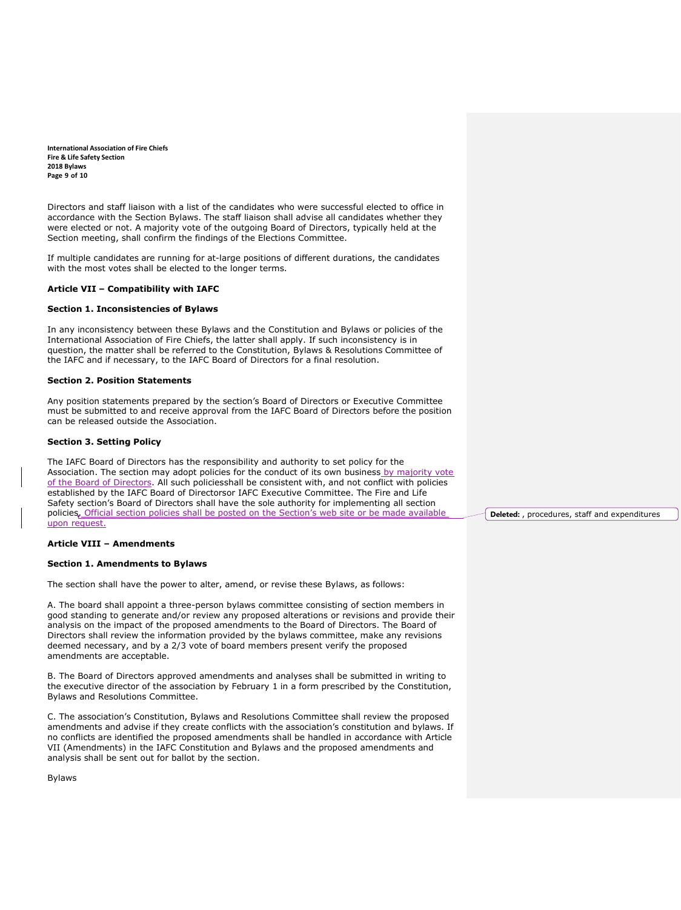Directors and staff liaison with a list of the candidates who were successful elected to office in accordance with the Section Bylaws. The staff liaison shall advise all candidates whether they were elected or not. A majority vote of the outgoing Board of Directors, typically held at the Section meeting, shall confirm the findings of the Elections Committee.

If multiple candidates are running for at-large positions of different durations, the candidates with the most votes shall be elected to the longer terms.

**Article VII – Compatibility with IAFC**

**Section 1. Inconsistencies of Bylaws**

In any inconsistency between these Bylaws and the Constitution and Bylaws or policies of the International Association of Fire Chiefs, the latter shall apply. If such inconsistency is in question, the matter shall be referred to the Constitution, Bylaws & Resolutions Committee of the IAFC and if necessary, to the IAFC Board of Directors for a final resolution.

**Section 2. Position Statements**

Any position statements prepared by the section's Board of Directors or Executive Committee must be submitted to and receive approval from the IAFC Board of Directors before the position can be released outside the Association.

**Section 3. Setting Policy**

The IAFC Board of Directors has the responsibility and authority to set policy for the Association. The section may adopt policies for the conduct of its own business by majority vote of the Board of Directors. All such policiesshall be consistent with, and not conflict with policies established by the IAFC Board of Directorsor IAFC Executive Committee. The Fire and Life Safety section's Board of Directors shall have the sole authority for implementing all section policies. Official section policies shall be posted on the Section's web site or be made available upon request.

Deleted: , procedures, staff and expenditures

**Article VIII – Amendments**

**Section 1. Amendments to Bylaws**

The section shall have the power to alter, amend, or revise these Bylaws, as follows:

A. The board shall appoint a three-person bylaws committee consisting of section members in good standing to generate and/or review any proposed alterations or revisions and provide their analysis on the impact of the proposed amendments to the Board of Directors. The Board of Directors shall review the information provided by the bylaws committee, make any revisions deemed necessary, and by a 2/3 vote of board members present verify the proposed amendments are acceptable.

B. The Board of Directors approved amendments and analyses shall be submitted in writing to the executive director of the association by February 1 in a form prescribed by the Constitution, Bylaws and Resolutions Committee.

C. The association's Constitution, Bylaws and Resolutions Committee shall review the proposed amendments and advise if they create conflicts with the association's constitution and bylaws. If no conflicts are identified the proposed amendments shall be handled in accordance with Article VII (Amendments) in the IAFC Constitution and Bylaws and the proposed amendments and analysis shall be sent out for ballot by the section.

Bylaws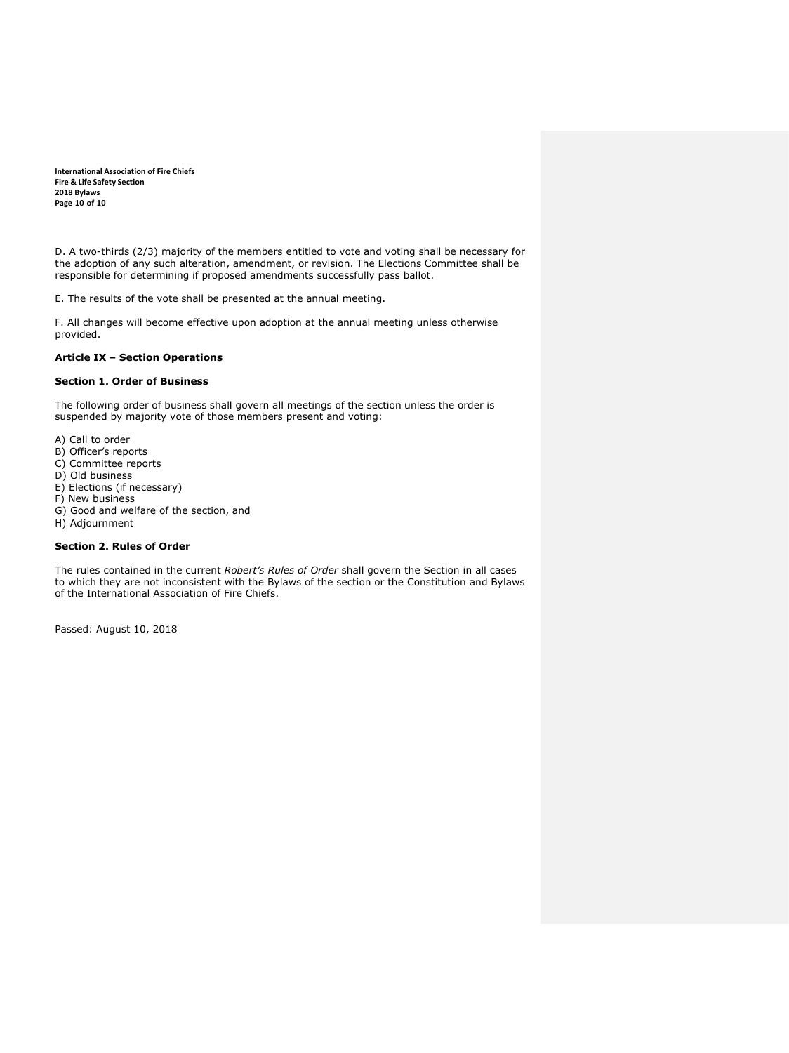D. A two-thirds (2/3) majority of the members entitled to vote and voting shall be necessary for the adoption of any such alteration, amendment, or revision. The Elections Committee shall be responsible for determining if proposed amendments successfully pass ballot.

E. The results of the vote shall be presented at the annual meeting.

F. All changes will become effective upon adoption at the annual meeting unless otherwise provided.

**Article IX – Section Operations**

**Section 1. Order of Business**

The following order of business shall govern all meetings of the section unless the order is suspended by majority vote of those members present and voting:

A) Call to order
B) Officer's reports
C) Committee reports
D) Old business
E) Elections (if necessary)
F) New business
G) Good and welfare of the section, and
H) Adjournment

**Section 2. Rules of Order**

The rules contained in the current *Robert's Rules of Order* shall govern the Section in all cases to which they are not inconsistent with the Bylaws of the section or the Constitution and Bylaws of the International Association of Fire Chiefs.

Passed: August 10, 2018